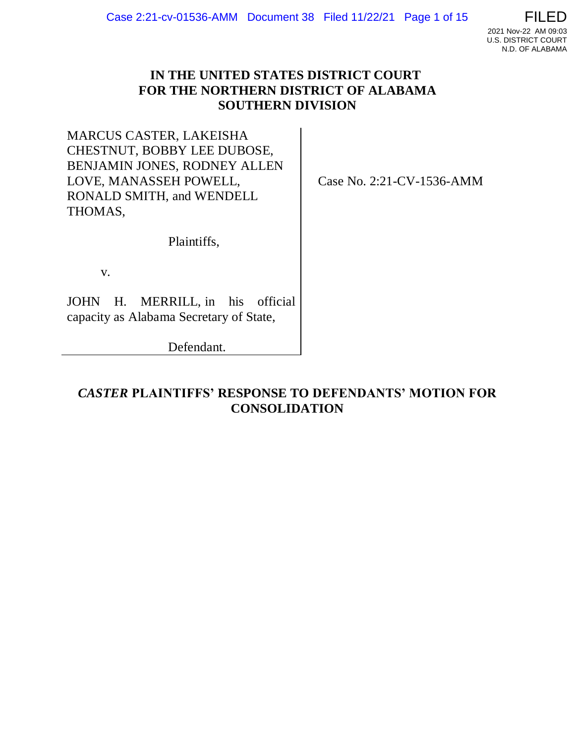# IN THE UNITED STATES DISTRICT COURT FOR THE NORTHERN DISTRICT OF ALABAMA SOUTHERN DIVISION

MARCUS CASTER, LAKEISHA CHESTNUT, BOBBY LEE DUBOSE, BENJAMIN JONES, RODNEY ALLEN LOVE, MANASSEH POWELL, RONALD SMITH, and WENDELL THOMAS,

Plaintiffs,

v.

JOHN H. MERRILL, in his official capacity as Alabama Secretary of State,

Defendant.

Case No. 2:21-CV-1536-AMM

## *CASTER* PLAINTIFFS' RESPONSE TO DEFENDANTS' MOTION FOR CONSOLIDATION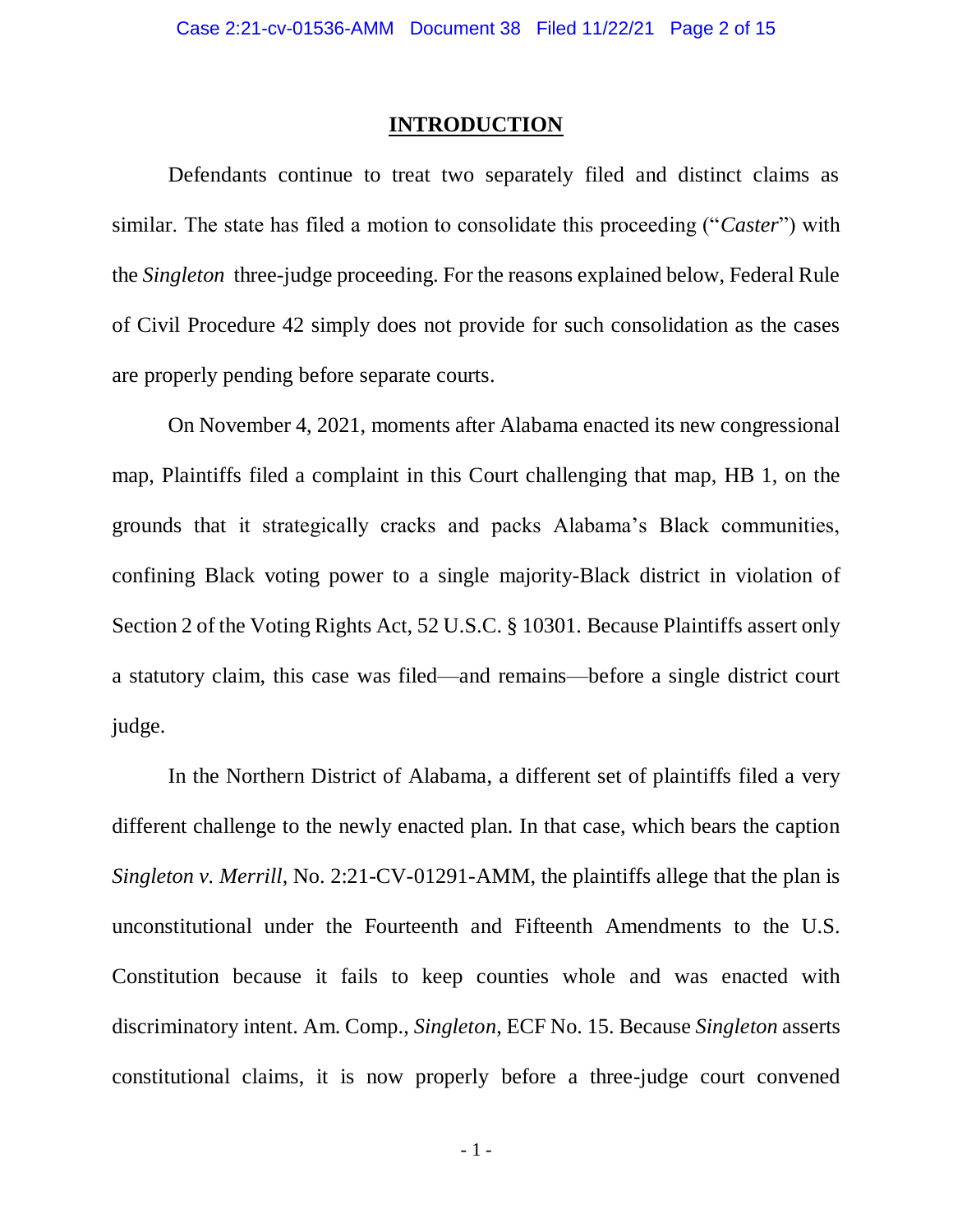## INTRODUCTION

Defendants continue to treat two separately filed and distinct claims as similar. The state has filed a motion to consolidate this proceeding ("*Caster*") with the *Singleton* three-judge proceeding. For the reasons explained below, Federal Rule of Civil Procedure 42 simply does not provide for such consolidation as the cases are properly pending before separate courts.

On November 4, 2021, moments after Alabama enacted its new congressional map, Plaintiffs filed a complaint in this Court challenging that map, HB 1, on the grounds that it strategically cracks and packs Alabama's Black communities, confining Black voting power to a single majority-Black district in violation of Section 2 of the Voting Rights Act, 52 U.S.C. § 10301. Because Plaintiffs assert only a statutory claim, this case was filed—and remains—before a single district court judge.

In the Northern District of Alabama, a different set of plaintiffs filed a very different challenge to the newly enacted plan. In that case, which bears the caption *Singleton v. Merrill*, No. 2:21-CV-01291-AMM, the plaintiffs allege that the plan is unconstitutional under the Fourteenth and Fifteenth Amendments to the U.S. Constitution because it fails to keep counties whole and was enacted with discriminatory intent. Am. Comp., *Singleton*, ECF No. 15. Because *Singleton* asserts constitutional claims, it is now properly before a three-judge court convened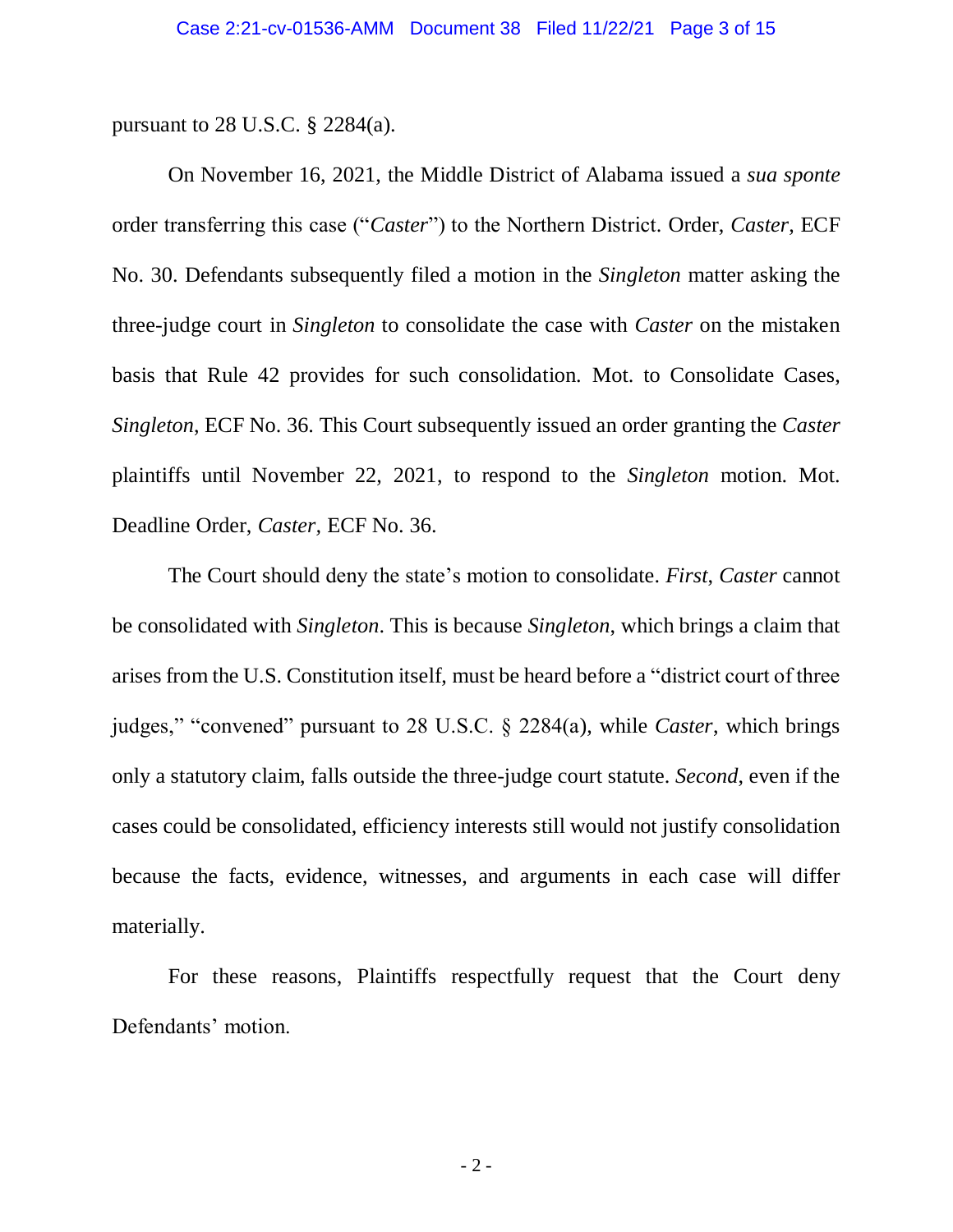pursuant to 28 U.S.C. § 2284(a).

On November 16, 2021, the Middle District of Alabama issued a *sua sponte* order transferring this case ("*Caster*") to the Northern District. Order, *Caster*, ECF No. 30. Defendants subsequently filed a motion in the *Singleton* matter asking the three-judge court in *Singleton* to consolidate the case with *Caster* on the mistaken basis that Rule 42 provides for such consolidation. Mot. to Consolidate Cases, *Singleton*, ECF No. 36. This Court subsequently issued an order granting the *Caster* plaintiffs until November 22, 2021, to respond to the *Singleton* motion. Mot. Deadline Order, *Caster,* ECF No. 36.

The Court should deny the state's motion to consolidate. *First*, *Caster* cannot be consolidated with *Singleton*. This is because *Singleton*, which brings a claim that arises from the U.S. Constitution itself, must be heard before a "district court of three judges," "convened" pursuant to 28 U.S.C. § 2284(a), while *Caster*, which brings only a statutory claim, falls outside the three-judge court statute. *Second*, even if the cases could be consolidated, efficiency interests still would not justify consolidation because the facts, evidence, witnesses, and arguments in each case will differ materially.

For these reasons, Plaintiffs respectfully request that the Court deny Defendants' motion.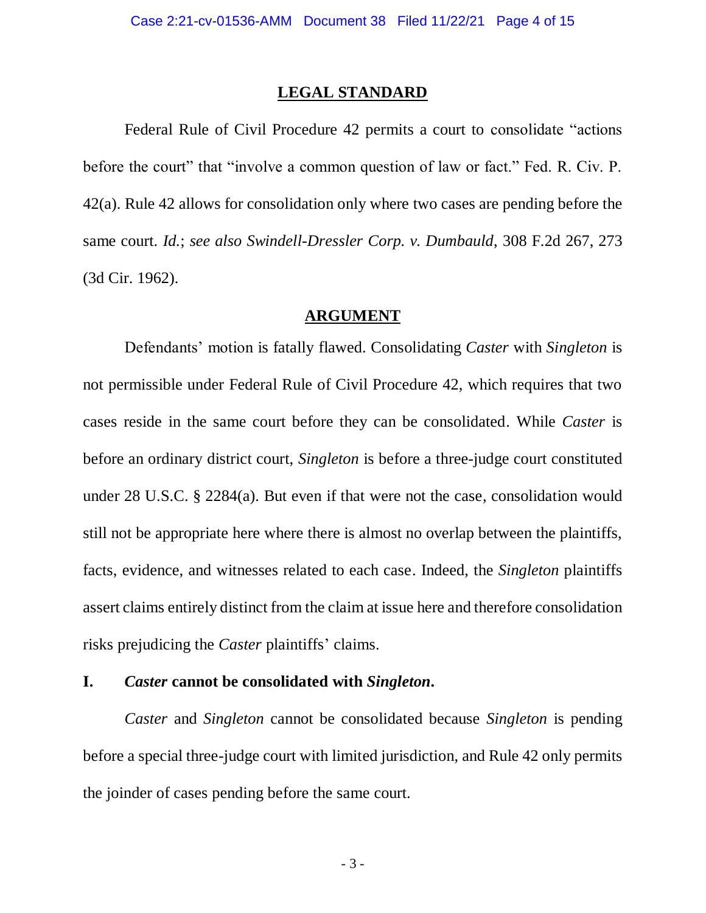## LEGAL STANDARD

Federal Rule of Civil Procedure 42 permits a court to consolidate "actions before the court" that "involve a common question of law or fact." Fed. R. Civ. P. 42(a). Rule 42 allows for consolidation only where two cases are pending before the same court. *Id.*; *see also Swindell-Dressler Corp. v. Dumbauld*, 308 F.2d 267, 273 (3d Cir. 1962).

## ARGUMENT

Defendants' motion is fatally flawed. Consolidating *Caster* with *Singleton* is not permissible under Federal Rule of Civil Procedure 42, which requires that two cases reside in the same court before they can be consolidated. While *Caster* is before an ordinary district court, *Singleton* is before a three-judge court constituted under 28 U.S.C. § 2284(a). But even if that were not the case, consolidation would still not be appropriate here where there is almost no overlap between the plaintiffs, facts, evidence, and witnesses related to each case. Indeed, the *Singleton* plaintiffs assert claims entirely distinct from the claim at issue here and therefore consolidation risks prejudicing the *Caster* plaintiffs' claims.

### I. *Caster* cannot be consolidated with *Singleton*.

*Caster* and *Singleton* cannot be consolidated because *Singleton* is pending before a special three-judge court with limited jurisdiction, and Rule 42 only permits the joinder of cases pending before the same court.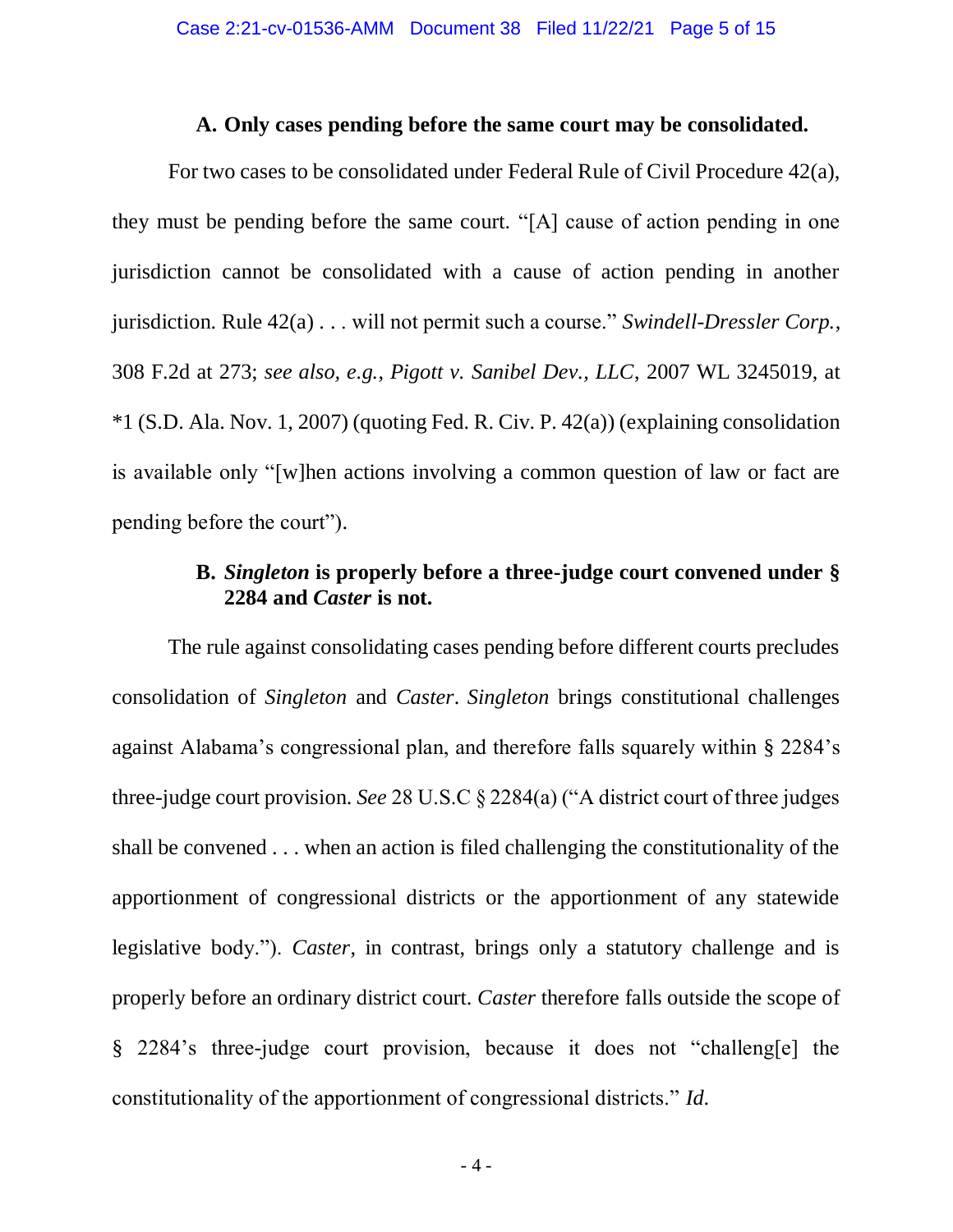### A. Only cases pending before the same court may be consolidated.

For two cases to be consolidated under Federal Rule of Civil Procedure 42(a), they must be pending before the same court. "[A] cause of action pending in one jurisdiction cannot be consolidated with a cause of action pending in another jurisdiction. Rule 42(a) . . . will not permit such a course." *Swindell-Dressler Corp.*, 308 F.2d at 273; *see also, e.g.*, *Pigott v. Sanibel Dev., LLC*, 2007 WL 3245019, at *1 (S.D. Ala. Nov. 1, 2007) (quoting Fed. R. Civ. P. 42(a)) (explaining consolidation is available only "[w]hen actions involving a common question of law or fact are pending before the court").

### B. *Singleton* is properly before a three-judge court convened under § 2284 and *Caster* is not.

The rule against consolidating cases pending before different courts precludes consolidation of *Singleton* and *Caster*. *Singleton* brings constitutional challenges against Alabama's congressional plan, and therefore falls squarely within § 2284's three-judge court provision. *See* 28 U.S.C § 2284(a) ("A district court of three judges shall be convened . . . when an action is filed challenging the constitutionality of the apportionment of congressional districts or the apportionment of any statewide legislative body."). *Caster*, in contrast, brings only a statutory challenge and is properly before an ordinary district court. *Caster* therefore falls outside the scope of § 2284's three-judge court provision, because it does not "challeng[e] the constitutionality of the apportionment of congressional districts." *Id.*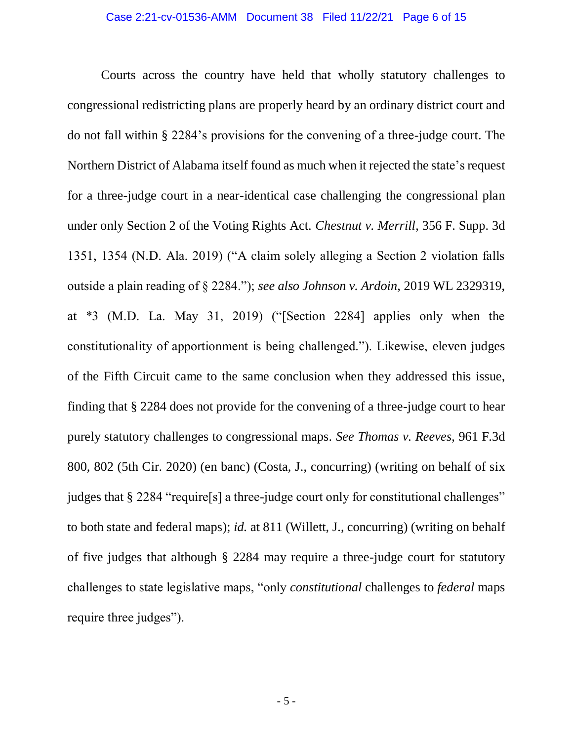Courts across the country have held that wholly statutory challenges to congressional redistricting plans are properly heard by an ordinary district court and do not fall within § 2284's provisions for the convening of a three-judge court. The Northern District of Alabama itself found as much when it rejected the state's request for a three-judge court in a near-identical case challenging the congressional plan under only Section 2 of the Voting Rights Act. *Chestnut v. Merrill*, 356 F. Supp. 3d 1351, 1354 (N.D. Ala. 2019) ("A claim solely alleging a Section 2 violation falls outside a plain reading of § 2284."); *see also Johnson v. Ardoin*, 2019 WL 2329319, at *3 (M.D. La. May 31, 2019) ("[Section 2284] applies only when the constitutionality of apportionment is being challenged."). Likewise, eleven judges of the Fifth Circuit came to the same conclusion when they addressed this issue, finding that § 2284 does not provide for the convening of a three-judge court to hear purely statutory challenges to congressional maps. *See Thomas v. Reeves*, 961 F.3d 800, 802 (5th Cir. 2020) (en banc) (Costa, J., concurring) (writing on behalf of six judges that § 2284 "require[s] a three-judge court only for constitutional challenges" to both state and federal maps); *id.* at 811 (Willett, J., concurring) (writing on behalf of five judges that although § 2284 may require a three-judge court for statutory challenges to state legislative maps, "only *constitutional* challenges to *federal* maps require three judges").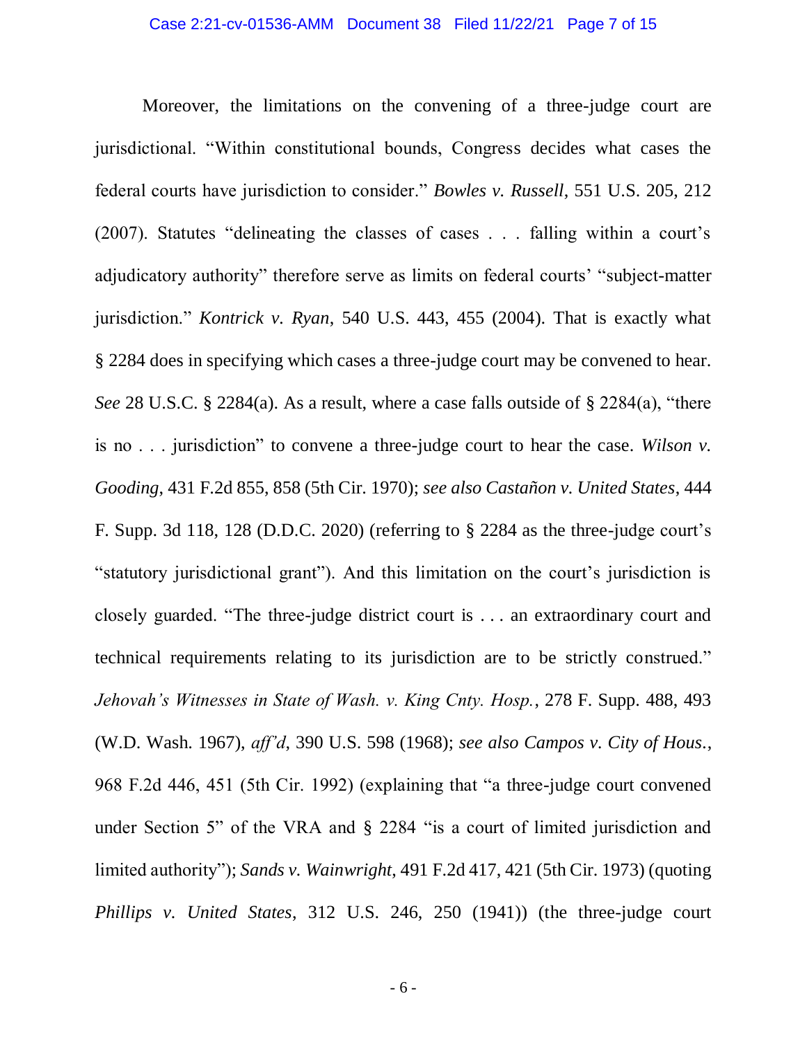Moreover, the limitations on the convening of a three-judge court are jurisdictional. "Within constitutional bounds, Congress decides what cases the federal courts have jurisdiction to consider." *Bowles v. Russell*, 551 U.S. 205, 212 (2007). Statutes "delineating the classes of cases . . . falling within a court's adjudicatory authority" therefore serve as limits on federal courts' "subject-matter jurisdiction." *Kontrick v. Ryan*, 540 U.S. 443, 455 (2004). That is exactly what § 2284 does in specifying which cases a three-judge court may be convened to hear. *See* 28 U.S.C. § 2284(a). As a result, where a case falls outside of § 2284(a), "there is no . . . jurisdiction" to convene a three-judge court to hear the case. *Wilson v. Gooding*, 431 F.2d 855, 858 (5th Cir. 1970); *see also Castañon v. United States*, 444 F. Supp. 3d 118, 128 (D.D.C. 2020) (referring to § 2284 as the three-judge court's "statutory jurisdictional grant"). And this limitation on the court's jurisdiction is closely guarded. "The three-judge district court is . . . an extraordinary court and technical requirements relating to its jurisdiction are to be strictly construed." *Jehovah's Witnesses in State of Wash. v. King Cnty. Hosp.*, 278 F. Supp. 488, 493 (W.D. Wash. 1967), *aff'd*, 390 U.S. 598 (1968); *see also Campos v. City of Hous.*, 968 F.2d 446, 451 (5th Cir. 1992) (explaining that "a three-judge court convened under Section 5" of the VRA and § 2284 "is a court of limited jurisdiction and limited authority"); *Sands v. Wainwright*, 491 F.2d 417, 421 (5th Cir. 1973) (quoting *Phillips v. United States*, 312 U.S. 246, 250 (1941)) (the three-judge court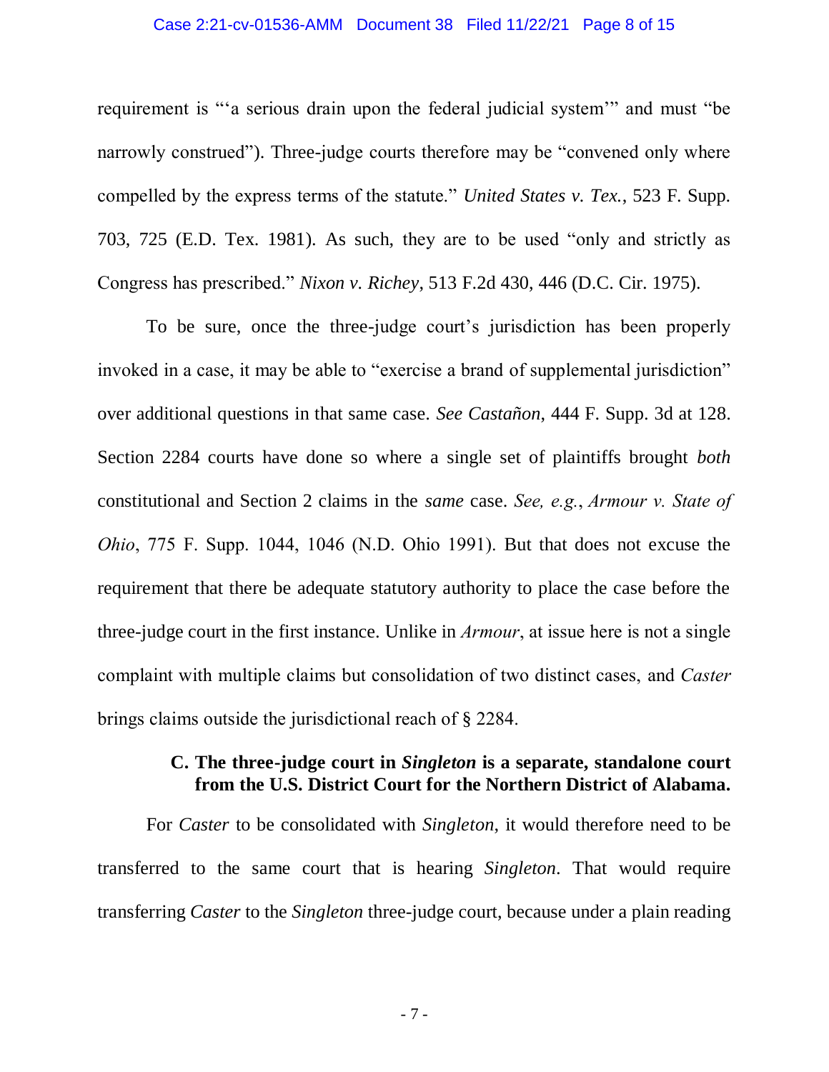requirement is "'a serious drain upon the federal judicial system'" and must "be narrowly construed"). Three-judge courts therefore may be "convened only where compelled by the express terms of the statute." *United States v. Tex.*, 523 F. Supp. 703, 725 (E.D. Tex. 1981). As such, they are to be used "only and strictly as Congress has prescribed." *Nixon v. Richey*, 513 F.2d 430, 446 (D.C. Cir. 1975).

To be sure, once the three-judge court's jurisdiction has been properly invoked in a case, it may be able to "exercise a brand of supplemental jurisdiction" over additional questions in that same case. *See Castañon*, 444 F. Supp. 3d at 128. Section 2284 courts have done so where a single set of plaintiffs brought *both* constitutional and Section 2 claims in the *same* case. *See, e.g.*, *Armour v. State of Ohio*, 775 F. Supp. 1044, 1046 (N.D. Ohio 1991). But that does not excuse the requirement that there be adequate statutory authority to place the case before the three-judge court in the first instance. Unlike in *Armour*, at issue here is not a single complaint with multiple claims but consolidation of two distinct cases, and *Caster* brings claims outside the jurisdictional reach of § 2284.

### C. The three-judge court in *Singleton* is a separate, standalone court from the U.S. District Court for the Northern District of Alabama.

For *Caster* to be consolidated with *Singleton,* it would therefore need to be transferred to the same court that is hearing *Singleton*. That would require transferring *Caster* to the *Singleton* three-judge court, because under a plain reading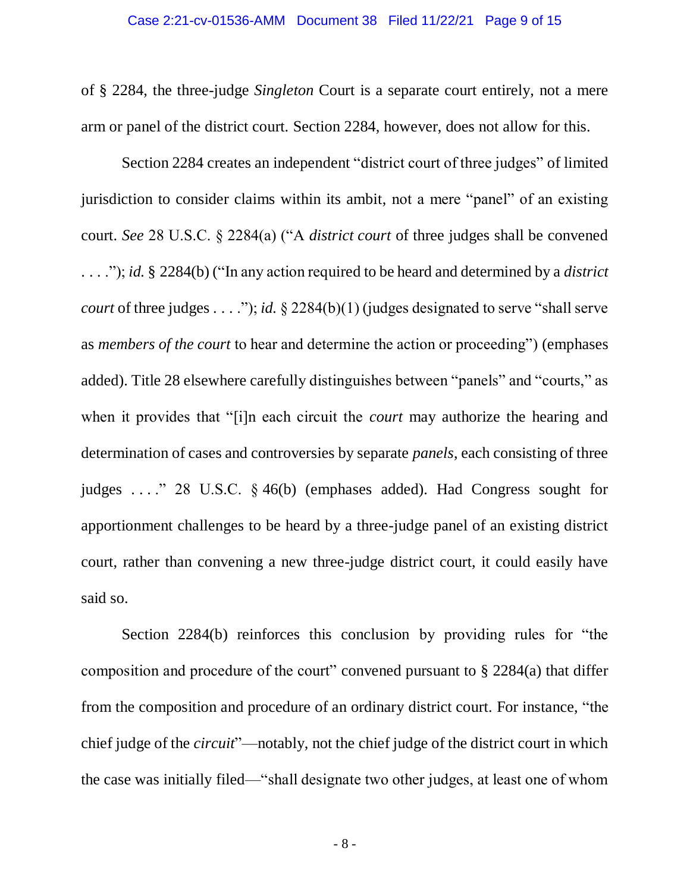of § 2284, the three-judge *Singleton* Court is a separate court entirely, not a mere arm or panel of the district court. Section 2284, however, does not allow for this.

Section 2284 creates an independent "district court of three judges" of limited jurisdiction to consider claims within its ambit, not a mere "panel" of an existing court. *See* 28 U.S.C. § 2284(a) ("A *district court* of three judges shall be convened . . . ."); *id.* § 2284(b) ("In any action required to be heard and determined by a *district court* of three judges . . . ."); *id.* § 2284(b)(1) (judges designated to serve "shall serve as *members of the court* to hear and determine the action or proceeding") (emphases added). Title 28 elsewhere carefully distinguishes between "panels" and "courts," as when it provides that "[i]n each circuit the *court* may authorize the hearing and determination of cases and controversies by separate *panels*, each consisting of three judges . . . ." 28 U.S.C. § 46(b) (emphases added). Had Congress sought for apportionment challenges to be heard by a three-judge panel of an existing district court, rather than convening a new three-judge district court, it could easily have said so.

Section 2284(b) reinforces this conclusion by providing rules for "the composition and procedure of the court" convened pursuant to § 2284(a) that differ from the composition and procedure of an ordinary district court. For instance, "the chief judge of the *circuit*"—notably, not the chief judge of the district court in which the case was initially filed—"shall designate two other judges, at least one of whom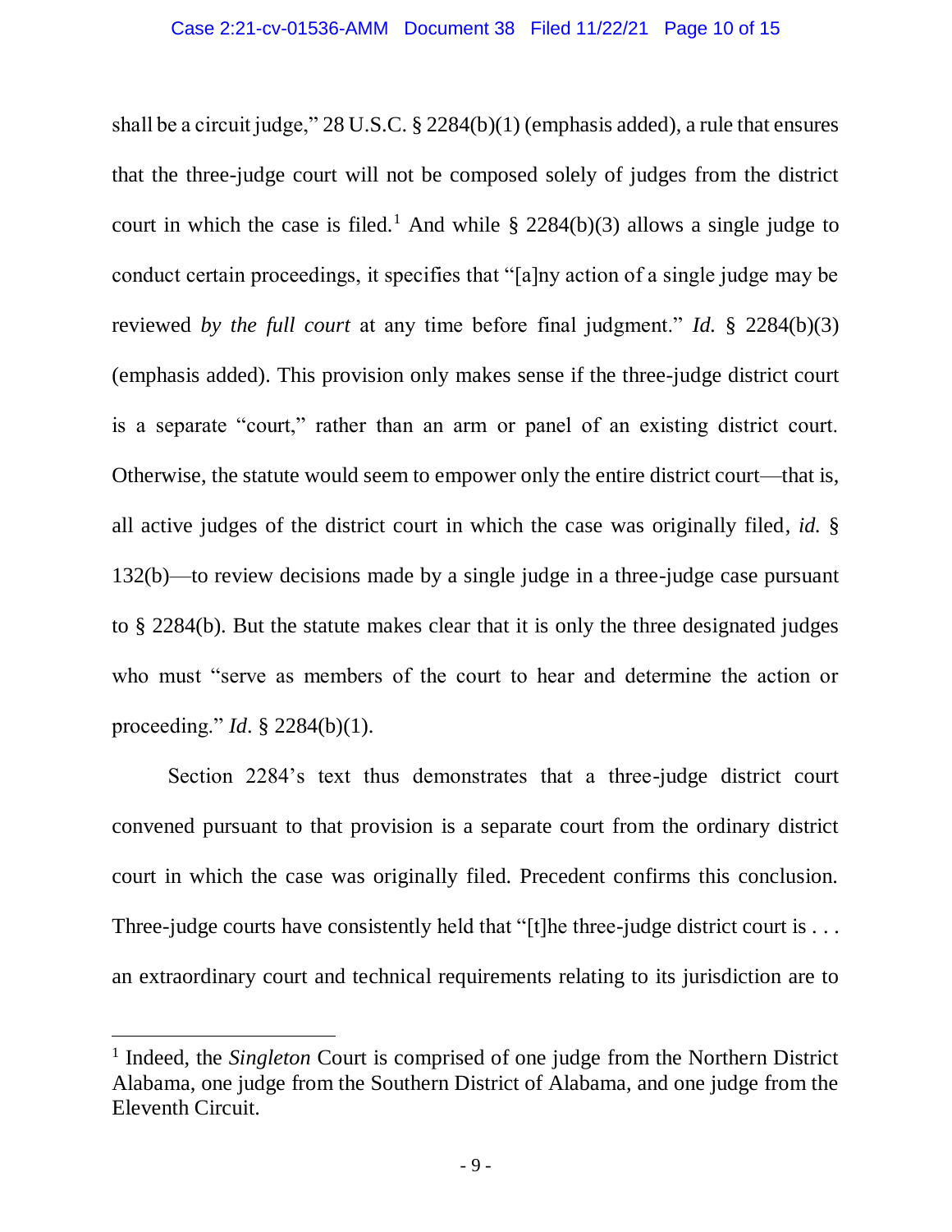shall be a circuit judge," 28 U.S.C. § 2284(b)(1) (emphasis added), a rule that ensures that the three-judge court will not be composed solely of judges from the district court in which the case is filed.[1] And while § 2284(b)(3) allows a single judge to conduct certain proceedings, it specifies that "[a]ny action of a single judge may be reviewed *by the full court* at any time before final judgment." *Id.* § 2284(b)(3) (emphasis added). This provision only makes sense if the three-judge district court is a separate "court," rather than an arm or panel of an existing district court. Otherwise, the statute would seem to empower only the entire district court—that is, all active judges of the district court in which the case was originally filed, *id.* § 132(b)—to review decisions made by a single judge in a three-judge case pursuant to § 2284(b). But the statute makes clear that it is only the three designated judges who must "serve as members of the court to hear and determine the action or proceeding." *Id*. § 2284(b)(1).

Section 2284's text thus demonstrates that a three-judge district court convened pursuant to that provision is a separate court from the ordinary district court in which the case was originally filed. Precedent confirms this conclusion. Three-judge courts have consistently held that "[t]he three-judge district court is . . . an extraordinary court and technical requirements relating to its jurisdiction are to

---

[1] Indeed, the *Singleton* Court is comprised of one judge from the Northern District Alabama, one judge from the Southern District of Alabama, and one judge from the Eleventh Circuit.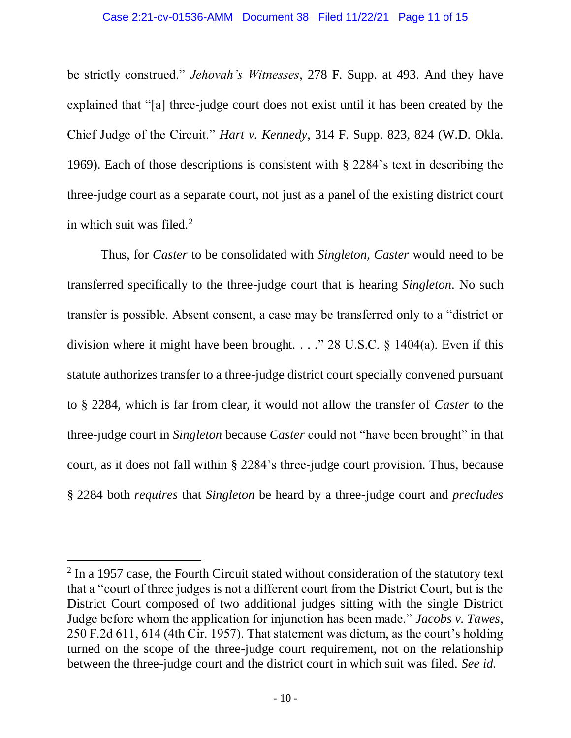be strictly construed." *Jehovah's Witnesses*, 278 F. Supp. at 493. And they have explained that "[a] three-judge court does not exist until it has been created by the Chief Judge of the Circuit." *Hart v. Kennedy*, 314 F. Supp. 823, 824 (W.D. Okla. 1969). Each of those descriptions is consistent with § 2284's text in describing the three-judge court as a separate court, not just as a panel of the existing district court in which suit was filed.[2]

Thus, for *Caster* to be consolidated with *Singleton*, *Caster* would need to be transferred specifically to the three-judge court that is hearing *Singleton*. No such transfer is possible. Absent consent, a case may be transferred only to a "district or division where it might have been brought. . . ." 28 U.S.C. § 1404(a). Even if this statute authorizes transfer to a three-judge district court specially convened pursuant to § 2284, which is far from clear, it would not allow the transfer of *Caster* to the three-judge court in *Singleton* because *Caster* could not "have been brought" in that court, as it does not fall within § 2284's three-judge court provision. Thus, because § 2284 both *requires* that *Singleton* be heard by a three-judge court and *precludes*

---

[2] In a 1957 case, the Fourth Circuit stated without consideration of the statutory text that a "court of three judges is not a different court from the District Court, but is the District Court composed of two additional judges sitting with the single District Judge before whom the application for injunction has been made." *Jacobs v. Tawes*, 250 F.2d 611, 614 (4th Cir. 1957). That statement was dictum, as the court's holding turned on the scope of the three-judge court requirement, not on the relationship between the three-judge court and the district court in which suit was filed. *See id.*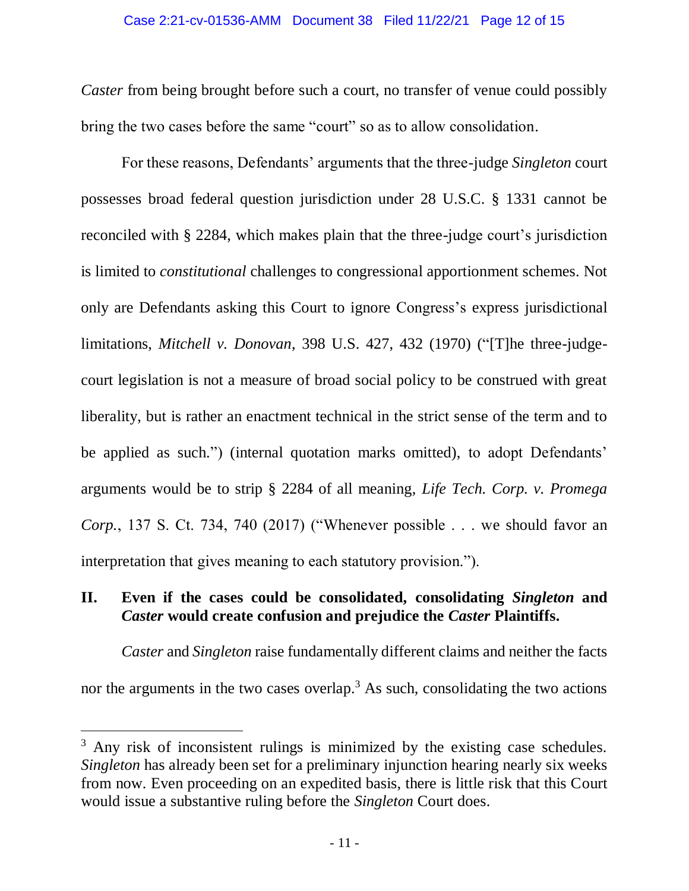*Caster* from being brought before such a court, no transfer of venue could possibly bring the two cases before the same "court" so as to allow consolidation.

For these reasons, Defendants' arguments that the three-judge *Singleton* court possesses broad federal question jurisdiction under 28 U.S.C. § 1331 cannot be reconciled with § 2284, which makes plain that the three-judge court's jurisdiction is limited to *constitutional* challenges to congressional apportionment schemes. Not only are Defendants asking this Court to ignore Congress's express jurisdictional limitations, *Mitchell v. Donovan*, 398 U.S. 427, 432 (1970) ("[T]he three-judge-court legislation is not a measure of broad social policy to be construed with great liberality, but is rather an enactment technical in the strict sense of the term and to be applied as such.") (internal quotation marks omitted), to adopt Defendants' arguments would be to strip § 2284 of all meaning, *Life Tech. Corp. v. Promega Corp.*, 137 S. Ct. 734, 740 (2017) ("Whenever possible . . . we should favor an interpretation that gives meaning to each statutory provision.").

## II. Even if the cases could be consolidated, consolidating *Singleton* and *Caster* would create confusion and prejudice the *Caster* Plaintiffs.

*Caster* and *Singleton* raise fundamentally different claims and neither the facts nor the arguments in the two cases overlap.[3] As such, consolidating the two actions

---

[3] Any risk of inconsistent rulings is minimized by the existing case schedules. *Singleton* has already been set for a preliminary injunction hearing nearly six weeks from now. Even proceeding on an expedited basis, there is little risk that this Court would issue a substantive ruling before the *Singleton* Court does.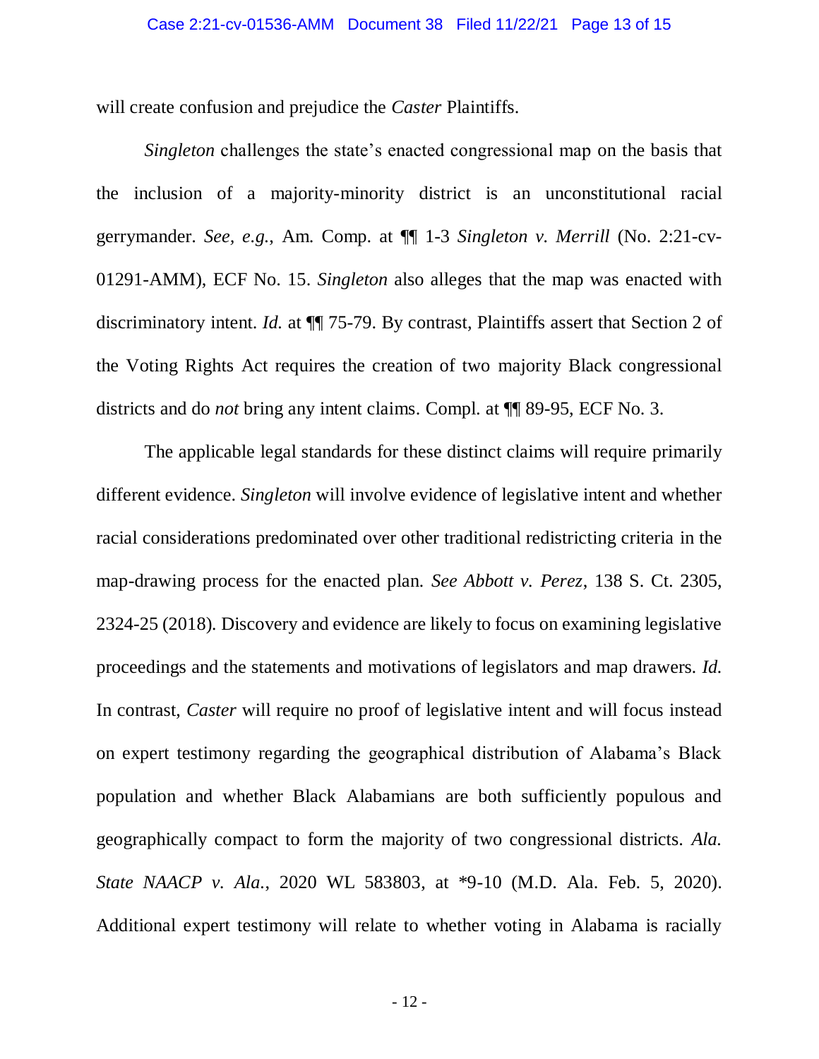will create confusion and prejudice the *Caster* Plaintiffs.

*Singleton* challenges the state's enacted congressional map on the basis that the inclusion of a majority-minority district is an unconstitutional racial gerrymander. *See, e.g.*, Am. Comp. at ¶¶ 1-3 *Singleton v. Merrill* (No. 2:21-cv-01291-AMM), ECF No. 15. *Singleton* also alleges that the map was enacted with discriminatory intent. *Id.* at ¶¶ 75-79. By contrast, Plaintiffs assert that Section 2 of the Voting Rights Act requires the creation of two majority Black congressional districts and do *not* bring any intent claims. Compl. at ¶¶ 89-95, ECF No. 3.

The applicable legal standards for these distinct claims will require primarily different evidence. *Singleton* will involve evidence of legislative intent and whether racial considerations predominated over other traditional redistricting criteria in the map-drawing process for the enacted plan. *See Abbott v. Perez*, 138 S. Ct. 2305, 2324-25 (2018). Discovery and evidence are likely to focus on examining legislative proceedings and the statements and motivations of legislators and map drawers. *Id.* In contrast, *Caster* will require no proof of legislative intent and will focus instead on expert testimony regarding the geographical distribution of Alabama's Black population and whether Black Alabamians are both sufficiently populous and geographically compact to form the majority of two congressional districts. *Ala. State NAACP v. Ala.*, 2020 WL 583803, at *9-10 (M.D. Ala. Feb. 5, 2020). Additional expert testimony will relate to whether voting in Alabama is racially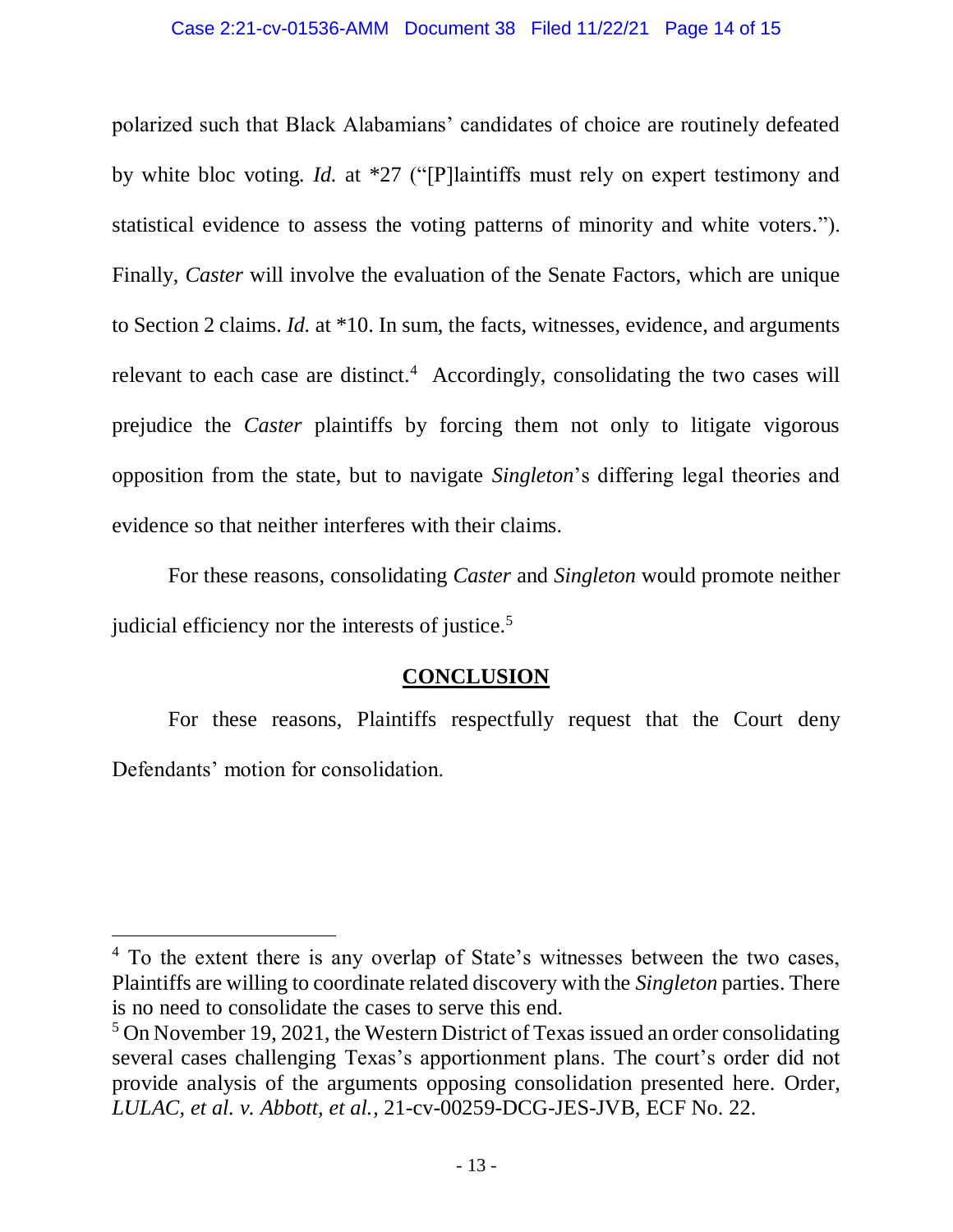polarized such that Black Alabamians' candidates of choice are routinely defeated by white bloc voting. *Id.* at *27 ("[P]laintiffs must rely on expert testimony and statistical evidence to assess the voting patterns of minority and white voters."). Finally, *Caster* will involve the evaluation of the Senate Factors, which are unique to Section 2 claims. *Id.* at *10. In sum, the facts, witnesses, evidence, and arguments relevant to each case are distinct.[4] Accordingly, consolidating the two cases will prejudice the *Caster* plaintiffs by forcing them not only to litigate vigorous opposition from the state, but to navigate *Singleton*'s differing legal theories and evidence so that neither interferes with their claims.

For these reasons, consolidating *Caster* and *Singleton* would promote neither judicial efficiency nor the interests of justice.[5]

## CONCLUSION

For these reasons, Plaintiffs respectfully request that the Court deny Defendants' motion for consolidation.

---

[4] To the extent there is any overlap of State's witnesses between the two cases, Plaintiffs are willing to coordinate related discovery with the *Singleton* parties. There is no need to consolidate the cases to serve this end.

[5] On November 19, 2021, the Western District of Texas issued an order consolidating several cases challenging Texas's apportionment plans. The court's order did not provide analysis of the arguments opposing consolidation presented here. Order, *LULAC, et al. v. Abbott, et al.*, 21-cv-00259-DCG-JES-JVB, ECF No. 22.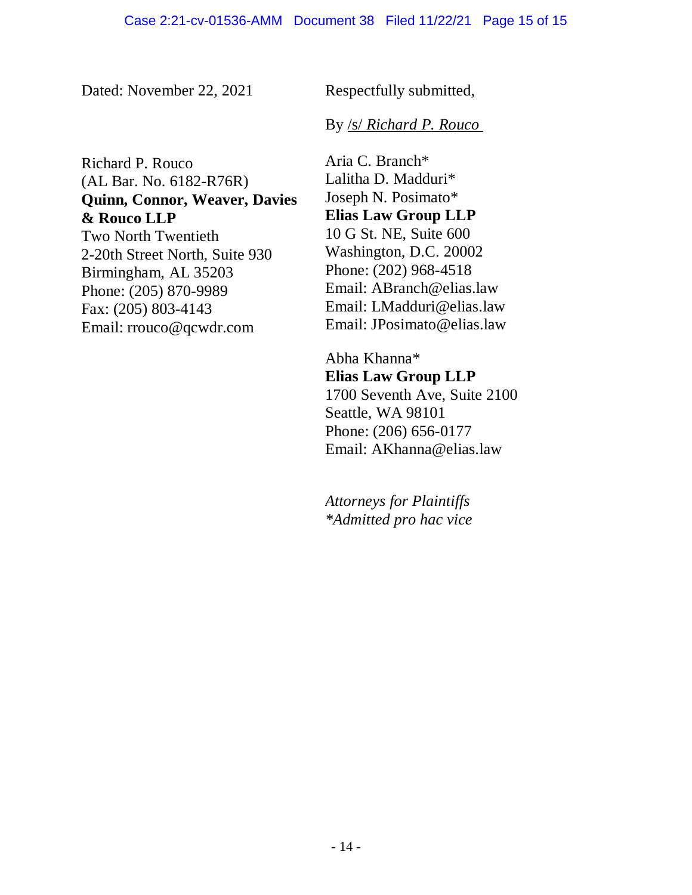Dated: November 22, 2021

Respectfully submitted,

By /s/ *Richard P. Rouco*

Richard P. Rouco
(AL Bar. No. 6182-R76R)
**Quinn, Connor, Weaver, Davies & Rouco LLP**
Two North Twentieth
2-20th Street North, Suite 930
Birmingham, AL 35203
Phone: (205) 870-9989
Fax: (205) 803-4143
Email: rrouco@qcwdr.com

Aria C. Branch*
Lalitha D. Madduri*
Joseph N. Posimato*
**Elias Law Group LLP**
10 G St. NE, Suite 600
Washington, D.C. 20002
Phone: (202) 968-4518
Email: ABranch@elias.law
Email: LMadduri@elias.law
Email: JPosimato@elias.law

Abha Khanna*
**Elias Law Group LLP**
1700 Seventh Ave, Suite 2100
Seattle, WA 98101
Phone: (206) 656-0177
Email: AKhanna@elias.law

*Attorneys for Plaintiffs*
**Admitted pro hac vice*